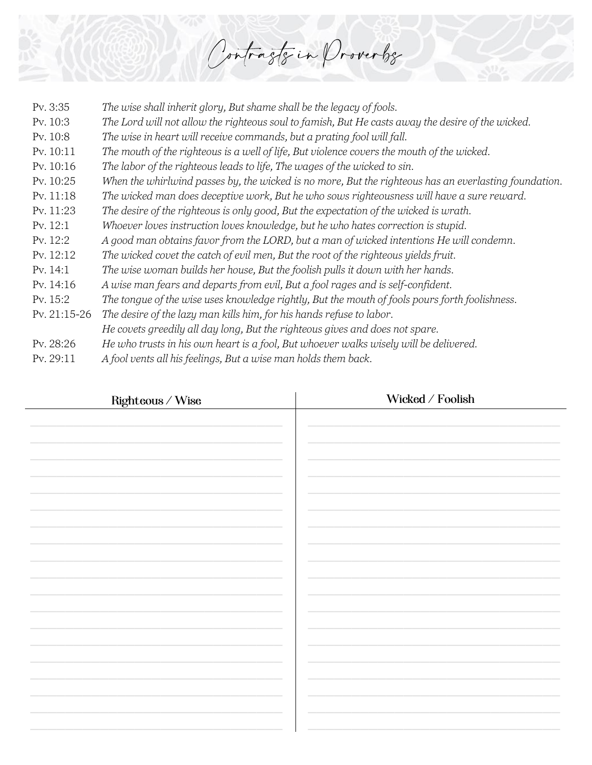# Contrasts in Proverbs

| | |
|---|---|
| Pv. 3:35 | *The wise shall inherit glory, But shame shall be the legacy of fools.* |
| Pv. 10:3 | *The Lord will not allow the righteous soul to famish, But He casts away the desire of the wicked.* |
| Pv. 10:8 | *The wise in heart will receive commands, but a prating fool will fall.* |
| Pv. 10:11 | *The mouth of the righteous is a well of life, But violence covers the mouth of the wicked.* |
| Pv. 10:16 | *The labor of the righteous leads to life, The wages of the wicked to sin.* |
| Pv. 10:25 | *When the whirlwind passes by, the wicked is no more, But the righteous has an everlasting foundation.* |
| Pv. 11:18 | *The wicked man does deceptive work, But he who sows righteousness will have a sure reward.* |
| Pv. 11:23 | *The desire of the righteous is only good, But the expectation of the wicked is wrath.* |
| Pv. 12:1 | *Whoever loves instruction loves knowledge, but he who hates correction is stupid.* |
| Pv. 12:2 | *A good man obtains favor from the LORD, but a man of wicked intentions He will condemn.* |
| Pv. 12:12 | *The wicked covet the catch of evil men, But the root of the righteous yields fruit.* |
| Pv. 14:1 | *The wise woman builds her house, But the foolish pulls it down with her hands.* |
| Pv. 14:16 | *A wise man fears and departs from evil, But a fool rages and is self-confident.* |
| Pv. 15:2 | *The tongue of the wise uses knowledge rightly, But the mouth of fools pours forth foolishness.* |
| Pv. 21:15-26 | *The desire of the lazy man kills him, for his hands refuse to labor. He covets greedily all day long, But the righteous gives and does not spare.* |
| Pv. 28:26 | *He who trusts in his own heart is a fool, But whoever walks wisely will be delivered.* |
| Pv. 29:11 | *A fool vents all his feelings, But a wise man holds them back.* |

| Righteous / Wise | Wicked / Foolish |
|---|---|
| | |
| | |
| | |
| | |
| | |
| | |
| | |
| | |
| | |
| | |
| | |
| | |
| | |
| | |
| | |
| | |
| | |
| | |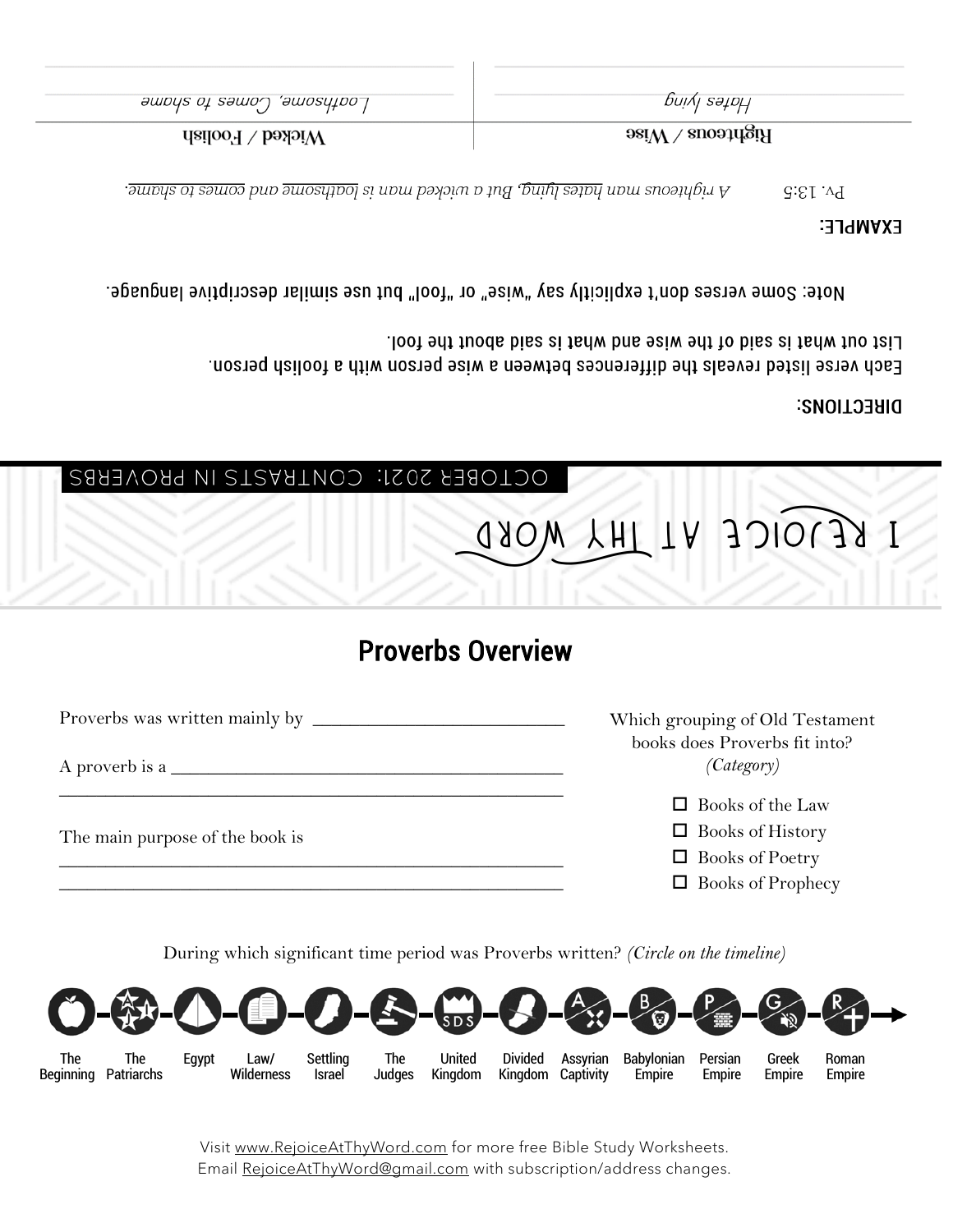**DIRECTIONS:**

Each verse listed reveals the differences between a wise person with a foolish person.
List out what is said of the wise and what is said about the fool.

Note: Some verses don't explicitly say "wise" or "fool" but use similar descriptive language.

**EXAMPLE:**

Pv. 13:5 *A righteous man hates lying, But a wicked man is loathsome and comes to shame.*

| Righteous / Wise | Wicked / Foolish |
| --- | --- |
| *Hates lying* | *Loathsome, Comes to shame* |

# I REJOICE AT THY WORD

OCTOBER 2021: CONTRASTS IN PROVERBS

## Proverbs Overview

Proverbs was written mainly by ___________________________

A proverb is a ___________________________________________
_________________________________________________________

The main purpose of the book is
_________________________________________________________
_________________________________________________________

Which grouping of Old Testament books does Proverbs fit into? *(Category)*

- ☐ Books of the Law
- ☐ Books of History
- ☐ Books of Poetry
- ☐ Books of Prophecy

During which significant time period was Proverbs written? *(Circle on the timeline)*

The Beginning
The Patriarchs
Egypt
Law/ Wilderness
Settling Israel
The Judges
United Kingdom
Divided Kingdom
Assyrian Captivity
Babylonian Empire
Persian Empire
Greek Empire
Roman Empire

Visit www.RejoiceAtThyWord.com for more free Bible Study Worksheets.
Email RejoiceAtThyWord@gmail.com with subscription/address changes.